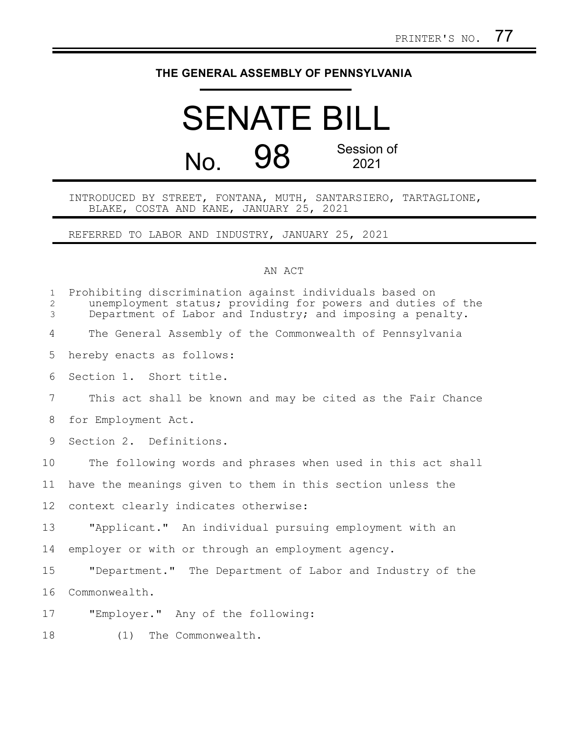PRINTER'S NO. 77

**THE GENERAL ASSEMBLY OF PENNSYLVANIA**

# SENATE BILL

## No. 98 Session of 2021

INTRODUCED BY STREET, FONTANA, MUTH, SANTARSIERO, TARTAGLIONE, BLAKE, COSTA AND KANE, JANUARY 25, 2021

REFERRED TO LABOR AND INDUSTRY, JANUARY 25, 2021

AN ACT

Prohibiting discrimination against individuals based on unemployment status; providing for powers and duties of the Department of Labor and Industry; and imposing a penalty.

The General Assembly of the Commonwealth of Pennsylvania hereby enacts as follows:

Section 1. Short title.

This act shall be known and may be cited as the Fair Chance for Employment Act.

Section 2. Definitions.

The following words and phrases when used in this act shall have the meanings given to them in this section unless the context clearly indicates otherwise:

"Applicant." An individual pursuing employment with an employer or with or through an employment agency.

"Department." The Department of Labor and Industry of the Commonwealth.

"Employer." Any of the following:

(1) The Commonwealth.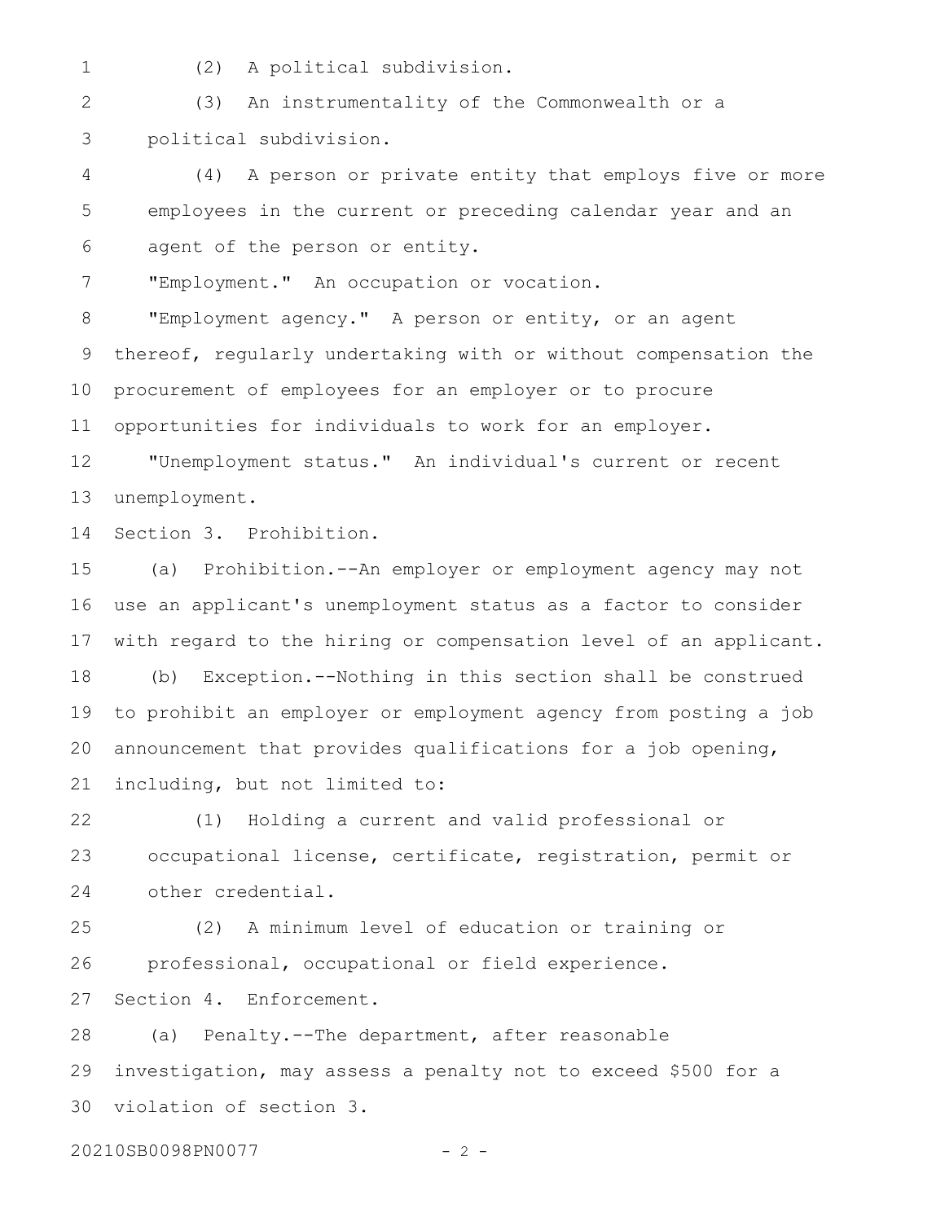(2) A political subdivision.

(3) An instrumentality of the Commonwealth or a political subdivision.

(4) A person or private entity that employs five or more employees in the current or preceding calendar year and an agent of the person or entity.

"Employment." An occupation or vocation.

"Employment agency." A person or entity, or an agent thereof, regularly undertaking with or without compensation the procurement of employees for an employer or to procure opportunities for individuals to work for an employer.

"Unemployment status." An individual's current or recent unemployment.

Section 3. Prohibition.

(a) Prohibition.--An employer or employment agency may not use an applicant's unemployment status as a factor to consider with regard to the hiring or compensation level of an applicant.

(b) Exception.--Nothing in this section shall be construed to prohibit an employer or employment agency from posting a job announcement that provides qualifications for a job opening, including, but not limited to:

(1) Holding a current and valid professional or occupational license, certificate, registration, permit or other credential.

(2) A minimum level of education or training or professional, occupational or field experience.

Section 4. Enforcement.

(a) Penalty.--The department, after reasonable investigation, may assess a penalty not to exceed $500 for a violation of section 3.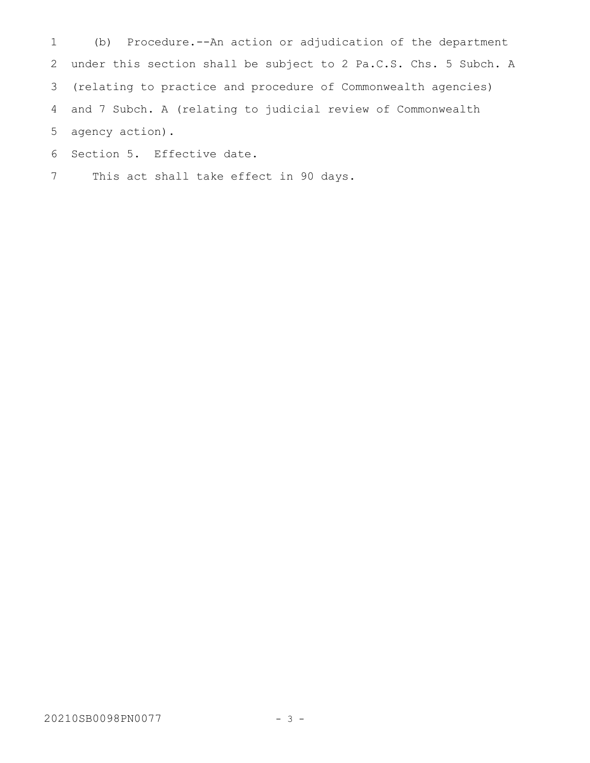(b) Procedure.--An action or adjudication of the department under this section shall be subject to 2 Pa.C.S. Chs. 5 Subch. A (relating to practice and procedure of Commonwealth agencies) and 7 Subch. A (relating to judicial review of Commonwealth agency action).

Section 5. Effective date.

This act shall take effect in 90 days.